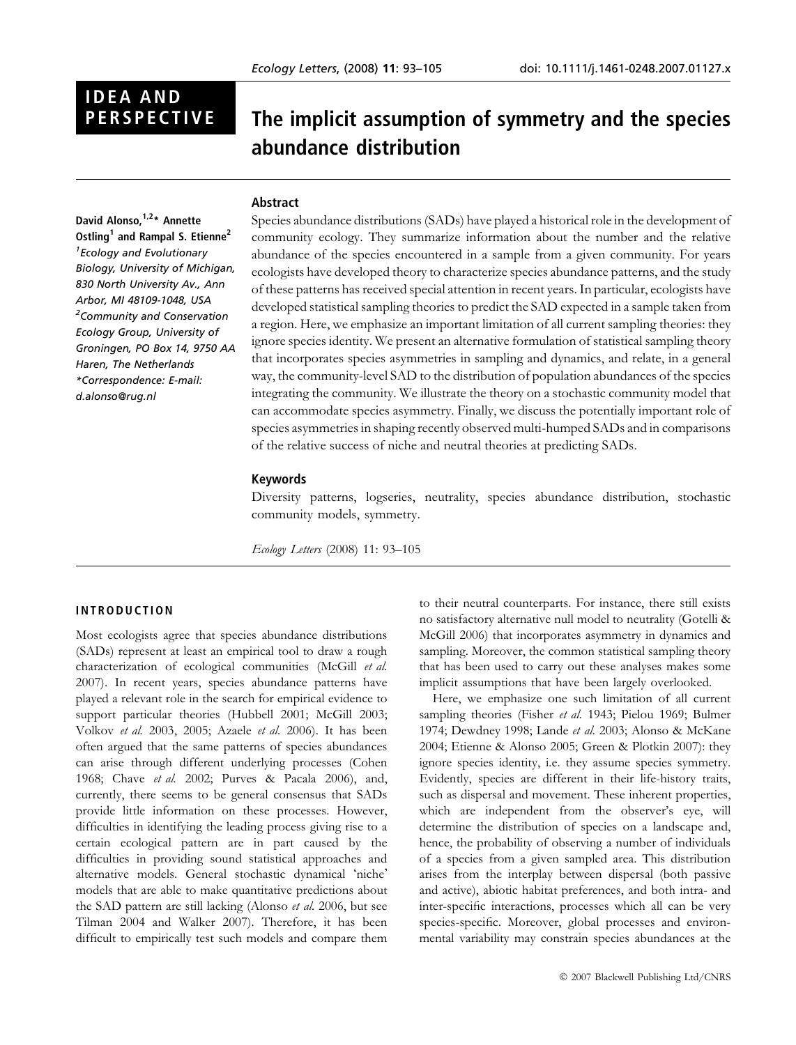IDEA AND PERSPECTIVE

# The implicit assumption of symmetry and the species abundance distribution

David Alonso,[1,2]* Annette Ostling[1] and Rampal S. Etienne[2]

[1]Ecology and Evolutionary Biology, University of Michigan, 830 North University Av., Ann Arbor, MI 48109-1048, USA

[2]Community and Conservation Ecology Group, University of Groningen, PO Box 14, 9750 AA Haren, The Netherlands

*Correspondence: E-mail: d.alonso@rug.nl

## Abstract

Species abundance distributions (SADs) have played a historical role in the development of community ecology. They summarize information about the number and the relative abundance of the species encountered in a sample from a given community. For years ecologists have developed theory to characterize species abundance patterns, and the study of these patterns has received special attention in recent years. In particular, ecologists have developed statistical sampling theories to predict the SAD expected in a sample taken from a region. Here, we emphasize an important limitation of all current sampling theories: they ignore species identity. We present an alternative formulation of statistical sampling theory that incorporates species asymmetries in sampling and dynamics, and relate, in a general way, the community-level SAD to the distribution of population abundances of the species integrating the community. We illustrate the theory on a stochastic community model that can accommodate species asymmetry. Finally, we discuss the potentially important role of species asymmetries in shaping recently observed multi-humped SADs and in comparisons of the relative success of niche and neutral theories at predicting SADs.

## Keywords

Diversity patterns, logseries, neutrality, species abundance distribution, stochastic community models, symmetry.

*Ecology Letters* (2008) 11: 93–105

## INTRODUCTION

Most ecologists agree that species abundance distributions (SADs) represent at least an empirical tool to draw a rough characterization of ecological communities (McGill *et al.* 2007). In recent years, species abundance patterns have played a relevant role in the search for empirical evidence to support particular theories (Hubbell 2001; McGill 2003; Volkov *et al.* 2003, 2005; Azaele *et al.* 2006). It has been often argued that the same patterns of species abundances can arise through different underlying processes (Cohen 1968; Chave *et al.* 2002; Purves & Pacala 2006), and, currently, there seems to be general consensus that SADs provide little information on these processes. However, difficulties in identifying the leading process giving rise to a certain ecological pattern are in part caused by the difficulties in providing sound statistical approaches and alternative models. General stochastic dynamical 'niche' models that are able to make quantitative predictions about the SAD pattern are still lacking (Alonso *et al.* 2006, but see Tilman 2004 and Walker 2007). Therefore, it has been difficult to empirically test such models and compare them to their neutral counterparts. For instance, there still exists no satisfactory alternative null model to neutrality (Gotelli & McGill 2006) that incorporates asymmetry in dynamics and sampling. Moreover, the common statistical sampling theory that has been used to carry out these analyses makes some implicit assumptions that have been largely overlooked.

Here, we emphasize one such limitation of all current sampling theories (Fisher *et al.* 1943; Pielou 1969; Bulmer 1974; Dewdney 1998; Lande *et al.* 2003; Alonso & McKane 2004; Etienne & Alonso 2005; Green & Plotkin 2007): they ignore species identity, i.e. they assume species symmetry. Evidently, species are different in their life-history traits, such as dispersal and movement. These inherent properties, which are independent from the observer's eye, will determine the distribution of species on a landscape and, hence, the probability of observing a number of individuals of a species from a given sampled area. This distribution arises from the interplay between dispersal (both passive and active), abiotic habitat preferences, and both intra- and inter-specific interactions, processes which all can be very species-specific. Moreover, global processes and environmental variability may constrain species abundances at the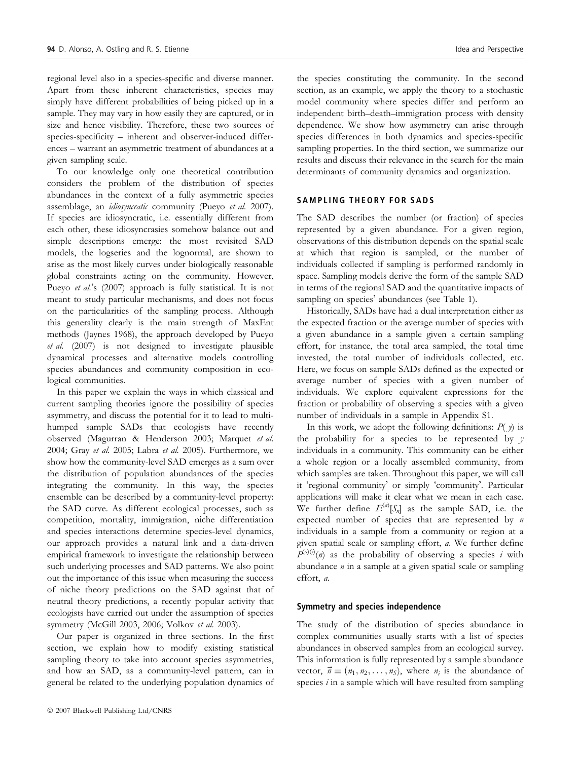regional level also in a species-specific and diverse manner. Apart from these inherent characteristics, species may simply have different probabilities of being picked up in a sample. They may vary in how easily they are captured, or in size and hence visibility. Therefore, these two sources of species-specificity – inherent and observer-induced differences – warrant an asymmetric treatment of abundances at a given sampling scale.

To our knowledge only one theoretical contribution considers the problem of the distribution of species abundances in the context of a fully asymmetric species assemblage, an *idiosyncratic* community (Pueyo *et al.* 2007). If species are idiosyncratic, i.e. essentially different from each other, these idiosyncrasies somehow balance out and simple descriptions emerge: the most revisited SAD models, the logseries and the lognormal, are shown to arise as the most likely curves under biologically reasonable global constraints acting on the community. However, Pueyo *et al.*'s (2007) approach is fully statistical. It is not meant to study particular mechanisms, and does not focus on the particularities of the sampling process. Although this generality clearly is the main strength of MaxEnt methods (Jaynes 1968), the approach developed by Pueyo *et al.* (2007) is not designed to investigate plausible dynamical processes and alternative models controlling species abundances and community composition in ecological communities.

In this paper we explain the ways in which classical and current sampling theories ignore the possibility of species asymmetry, and discuss the potential for it to lead to multi-humped sample SADs that ecologists have recently observed (Magurran & Henderson 2003; Marquet *et al.* 2004; Gray *et al.* 2005; Labra *et al.* 2005). Furthermore, we show how the community-level SAD emerges as a sum over the distribution of population abundances of the species integrating the community. In this way, the species ensemble can be described by a community-level property: the SAD curve. As different ecological processes, such as competition, mortality, immigration, niche differentiation and species interactions determine species-level dynamics, our approach provides a natural link and a data-driven empirical framework to investigate the relationship between such underlying processes and SAD patterns. We also point out the importance of this issue when measuring the success of niche theory predictions on the SAD against that of neutral theory predictions, a recently popular activity that ecologists have carried out under the assumption of species symmetry (McGill 2003, 2006; Volkov *et al.* 2003).

Our paper is organized in three sections. In the first section, we explain how to modify existing statistical sampling theory to take into account species asymmetries, and how an SAD, as a community-level pattern, can in general be related to the underlying population dynamics of the species constituting the community. In the second section, as an example, we apply the theory to a stochastic model community where species differ and perform an independent birth–death–immigration process with density dependence. We show how asymmetry can arise through species differences in both dynamics and species-specific sampling properties. In the third section, we summarize our results and discuss their relevance in the search for the main determinants of community dynamics and organization.

## SAMPLING THEORY FOR SADS

The SAD describes the number (or fraction) of species represented by a given abundance. For a given region, observations of this distribution depends on the spatial scale at which that region is sampled, or the number of individuals collected if sampling is performed randomly in space. Sampling models derive the form of the sample SAD in terms of the regional SAD and the quantitative impacts of sampling on species' abundances (see Table 1).

Historically, SADs have had a dual interpretation either as the expected fraction or the average number of species with a given abundance in a sample given a certain sampling effort, for instance, the total area sampled, the total time invested, the total number of individuals collected, etc. Here, we focus on sample SADs defined as the expected or average number of species with a given number of individuals. We explore equivalent expressions for the fraction or probability of observing a species with a given number of individuals in a sample in Appendix S1.

In this work, we adopt the following definitions: $P(y)$ is the probability for a species to be represented by $y$ individuals in a community. This community can be either a whole region or a locally assembled community, from which samples are taken. Throughout this paper, we will call it 'regional community' or simply 'community'. Particular applications will make it clear what we mean in each case. We further define $E^{(a)}[S_n]$ as the sample SAD, i.e. the expected number of species that are represented by $n$ individuals in a sample from a community or region at a given spatial scale or sampling effort, $a$. We further define $P^{(a)(i)}(n)$ as the probability of observing a species $i$ with abundance $n$ in a sample at a given spatial scale or sampling effort, $a$.

### Symmetry and species independence

The study of the distribution of species abundance in complex communities usually starts with a list of species abundances in observed samples from an ecological survey. This information is fully represented by a sample abundance vector, $\vec{n} \equiv (n_1, n_2, \ldots, n_S)$, where $n_i$ is the abundance of species $i$ in a sample which will have resulted from sampling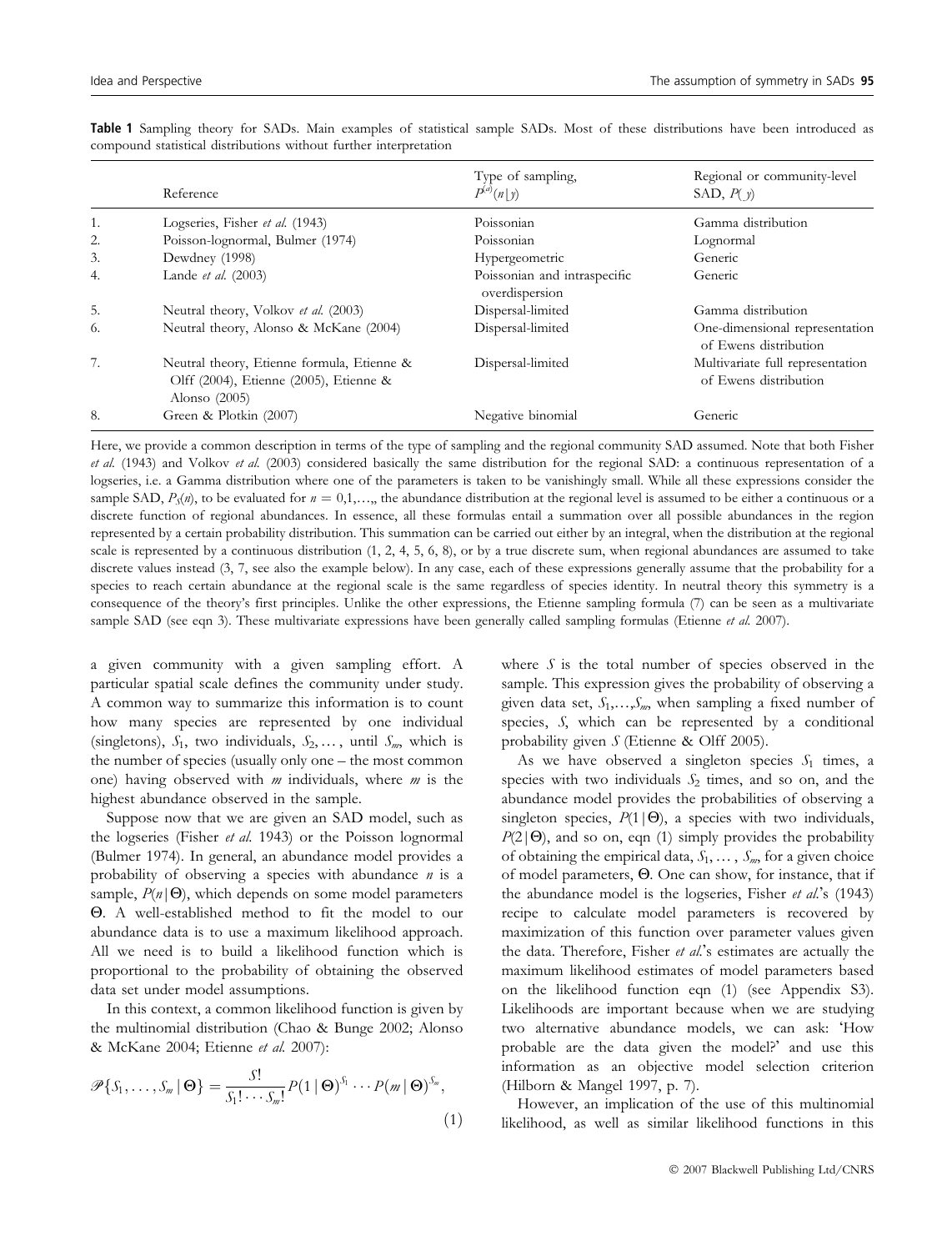**Table 1** Sampling theory for SADs. Main examples of statistical sample SADs. Most of these distributions have been introduced as compound statistical distributions without further interpretation

| | Reference | Type of sampling, $P^{(d)}(n\mid y)$ | Regional or community-level SAD, $P(\ y)$ |
|---|---|---|---|
| 1. | Logseries, Fisher *et al.* (1943) | Poissonian | Gamma distribution |
| 2. | Poisson-lognormal, Bulmer (1974) | Poissonian | Lognormal |
| 3. | Dewdney (1998) | Hypergeometric | Generic |
| 4. | Lande *et al.* (2003) | Poissonian and intraspecific overdispersion | Generic |
| 5. | Neutral theory, Volkov *et al.* (2003) | Dispersal-limited | Gamma distribution |
| 6. | Neutral theory, Alonso & McKane (2004) | Dispersal-limited | One-dimensional representation of Ewens distribution |
| 7. | Neutral theory, Etienne formula, Etienne & Olff (2004), Etienne (2005), Etienne & Alonso (2005) | Dispersal-limited | Multivariate full representation of Ewens distribution |
| 8. | Green & Plotkin (2007) | Negative binomial | Generic |

Here, we provide a common description in terms of the type of sampling and the regional community SAD assumed. Note that both Fisher *et al.* (1943) and Volkov *et al.* (2003) considered basically the same distribution for the regional SAD: a continuous representation of a logseries, i.e. a Gamma distribution where one of the parameters is taken to be vanishingly small. While all these expressions consider the sample SAD, $P_S(n)$, to be evaluated for $n = 0,1,\ldots,$ the abundance distribution at the regional level is assumed to be either a continuous or a discrete function of regional abundances. In essence, all these formulas entail a summation over all possible abundances in the region represented by a certain probability distribution. This summation can be carried out either by an integral, when the distribution at the regional scale is represented by a continuous distribution (1, 2, 4, 5, 6, 8), or by a true discrete sum, when regional abundances are assumed to take discrete values instead (3, 7, see also the example below). In any case, each of these expressions generally assume that the probability for a species to reach certain abundance at the regional scale is the same regardless of species identity. In neutral theory this symmetry is a consequence of the theory's first principles. Unlike the other expressions, the Etienne sampling formula (7) can be seen as a multivariate sample SAD (see eqn 3). These multivariate expressions have been generally called sampling formulas (Etienne *et al.* 2007).

a given community with a given sampling effort. A particular spatial scale defines the community under study. A common way to summarize this information is to count how many species are represented by one individual (singletons), $S_1$, two individuals, $S_2, \ldots,$ until $S_m$, which is the number of species (usually only one – the most common one) having observed with $m$ individuals, where $m$ is the highest abundance observed in the sample.

Suppose now that we are given an SAD model, such as the logseries (Fisher *et al.* 1943) or the Poisson lognormal (Bulmer 1974). In general, an abundance model provides a probability of observing a species with abundance $n$ is a sample, $P(n\mid\Theta)$, which depends on some model parameters $\Theta$. A well-established method to fit the model to our abundance data is to use a maximum likelihood approach. All we need is to build a likelihood function which is proportional to the probability of obtaining the observed data set under model assumptions.

In this context, a common likelihood function is given by the multinomial distribution (Chao & Bunge 2002; Alonso & McKane 2004; Etienne *et al.* 2007):

$$\mathscr{P}\{S_1,\ldots,S_m\mid\Theta\} = \frac{S!}{S_1!\cdots S_m!}P(1\mid\Theta)^{S_1}\cdots P(m\mid\Theta)^{S_m}, \tag{1}$$

where $S$ is the total number of species observed in the sample. This expression gives the probability of observing a given data set, $S_1,\ldots,S_m$, when sampling a fixed number of species, $S$, which can be represented by a conditional probability given $S$ (Etienne & Olff 2005).

As we have observed a singleton species $S_1$ times, a species with two individuals $S_2$ times, and so on, and the abundance model provides the probabilities of observing a singleton species, $P(1\mid\Theta)$, a species with two individuals, $P(2\mid\Theta)$, and so on, eqn (1) simply provides the probability of obtaining the empirical data, $S_1, \ldots, S_m$, for a given choice of model parameters, $\Theta$. One can show, for instance, that if the abundance model is the logseries, Fisher *et al.*'s (1943) recipe to calculate model parameters is recovered by maximization of this function over parameter values given the data. Therefore, Fisher *et al.*'s estimates are actually the maximum likelihood estimates of model parameters based on the likelihood function eqn (1) (see Appendix S3). Likelihoods are important because when we are studying two alternative abundance models, we can ask: 'How probable are the data given the model?' and use this information as an objective model selection criterion (Hilborn & Mangel 1997, p. 7).

However, an implication of the use of this multinomial likelihood, as well as similar likelihood functions in this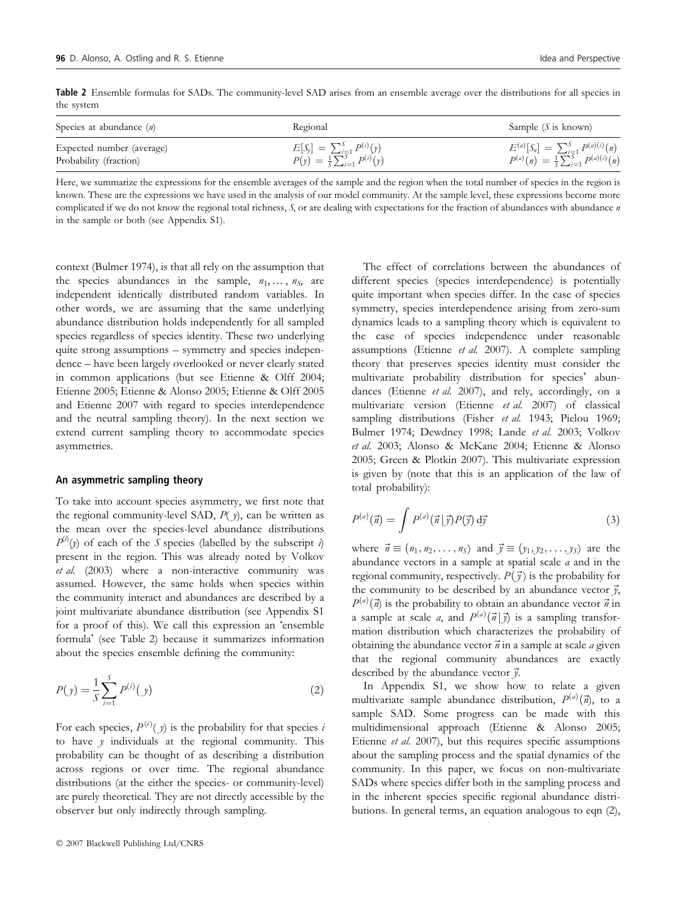**Table 2** Ensemble formulas for SADs. The community-level SAD arises from an ensemble average over the distributions for all species in the system

| Species at abundance ($n$) | Regional | Sample ($S$ is known) |
|---|---|---|
| Expected number (average) | $E[S_y] = \sum_{i=1}^{S} P^{(i)}(y)$ | $E^{(a)}[S_n] = \sum_{i=1}^{S} P^{(a)(i)}(n)$ |
| Probability (fraction) | $P(y) = \frac{1}{S}\sum_{i=1}^{S} P^{(i)}(y)$ | $P^{(a)}(n) = \frac{1}{S}\sum_{i=1}^{S} P^{(a)(i)}(n)$ |

Here, we summarize the expressions for the ensemble averages of the sample and the region when the total number of species in the region is known. These are the expressions we have used in the analysis of our model community. At the sample level, these expressions become more complicated if we do not know the regional total richness, $S$, or are dealing with expectations for the fraction of abundances with abundance $n$ in the sample or both (see Appendix S1).

context (Bulmer 1974), is that all rely on the assumption that the species abundances in the sample, $n_1, \ldots, n_S$, are independent identically distributed random variables. In other words, we are assuming that the same underlying abundance distribution holds independently for all sampled species regardless of species identity. These two underlying quite strong assumptions – symmetry and species independence – have been largely overlooked or never clearly stated in common applications (but see Etienne & Olff 2004; Etienne 2005; Etienne & Alonso 2005; Etienne & Olff 2005 and Etienne 2007 with regard to species interdependence and the neutral sampling theory). In the next section we extend current sampling theory to accommodate species asymmetries.

#### An asymmetric sampling theory

To take into account species asymmetry, we first note that the regional community-level SAD, $P(y)$, can be written as the mean over the species-level abundance distributions $P^{(i)}(y)$ of each of the $S$ species (labelled by the subscript $i$) present in the region. This was already noted by Volkov *et al.* (2003) where a non-interactive community was assumed. However, the same holds when species within the community interact and abundances are described by a joint multivariate abundance distribution (see Appendix S1 for a proof of this). We call this expression an 'ensemble formula' (see Table 2) because it summarizes information about the species ensemble defining the community:

$$P(y) = \frac{1}{S}\sum_{i=1}^{S} P^{(i)}(y) \tag{2}$$

For each species, $P^{(i)}(y)$ is the probability for that species $i$ to have $y$ individuals at the regional community. This probability can be thought of as describing a distribution across regions or over time. The regional abundance distributions (at the either the species- or community-level) are purely theoretical. They are not directly accessible by the observer but only indirectly through sampling.

The effect of correlations between the abundances of different species (species interdependence) is potentially quite important when species differ. In the case of species symmetry, species interdependence arising from zero-sum dynamics leads to a sampling theory which is equivalent to the case of species independence under reasonable assumptions (Etienne *et al.* 2007). A complete sampling theory that preserves species identity must consider the multivariate probability distribution for species' abundances (Etienne *et al.* 2007), and rely, accordingly, on a multivariate version (Etienne *et al.* 2007) of classical sampling distributions (Fisher *et al.* 1943; Pielou 1969; Bulmer 1974; Dewdney 1998; Lande *et al.* 2003; Volkov *et al.* 2003; Alonso & McKane 2004; Etienne & Alonso 2005; Green & Plotkin 2007). This multivariate expression is given by (note that this is an application of the law of total probability):

$$P^{(a)}(\vec{n}) = \int P^{(a)}(\vec{n}|\vec{y})P(\vec{y})\,d\vec{y} \tag{3}$$

where $\vec{n} \equiv (n_1, n_2, \ldots, n_S)$ and $\vec{y} \equiv (y_1, y_2, \ldots, y_S)$ are the abundance vectors in a sample at spatial scale $a$ and in the regional community, respectively. $P(\vec{y})$ is the probability for the community to be described by an abundance vector $\vec{y}$, $P^{(a)}(\vec{n})$ is the probability to obtain an abundance vector $\vec{n}$ in a sample at scale $a$, and $P^{(a)}(\vec{n}|\vec{y})$ is a sampling transformation distribution which characterizes the probability of obtaining the abundance vector $\vec{n}$ in a sample at scale $a$ given that the regional community abundances are exactly described by the abundance vector $\vec{y}$.

In Appendix S1, we show how to relate a given multivariate sample abundance distribution, $P^{(a)}(\vec{n})$, to a sample SAD. Some progress can be made with this multidimensional approach (Etienne & Alonso 2005; Etienne *et al.* 2007), but this requires specific assumptions about the sampling process and the spatial dynamics of the community. In this paper, we focus on non-multivariate SADs where species differ both in the sampling process and in the inherent species specific regional abundance distributions. In general terms, an equation analogous to eqn (2),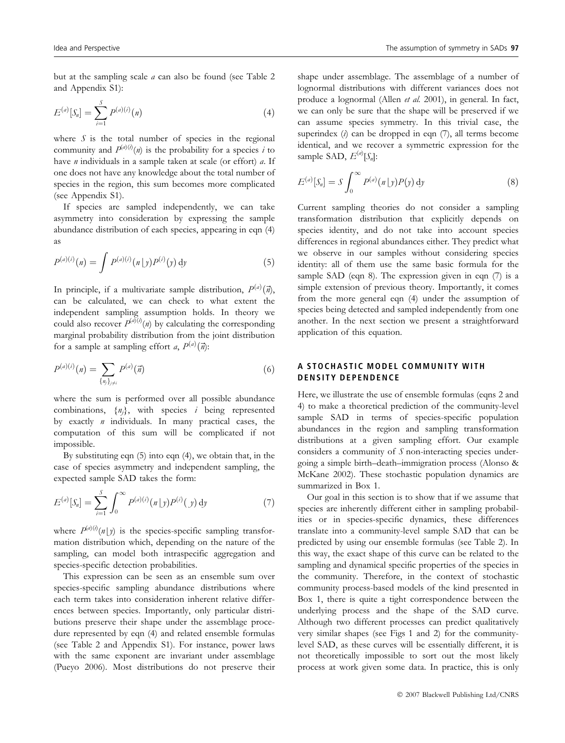but at the sampling scale $a$ can also be found (see Table 2 and Appendix S1):

$$E^{(a)}[S_n] = \sum_{i=1}^{S} P^{(a)(i)}(n) \tag{4}$$

where $S$ is the total number of species in the regional community and $P^{(a)(i)}(n)$ is the probability for a species $i$ to have $n$ individuals in a sample taken at scale (or effort) $a$. If one does not have any knowledge about the total number of species in the region, this sum becomes more complicated (see Appendix S1).

If species are sampled independently, we can take asymmetry into consideration by expressing the sample abundance distribution of each species, appearing in eqn (4) as

$$P^{(a)(i)}(n) = \int P^{(a)(i)}(n \lfloor y) P^{(i)}(y)\, \mathrm{d}y \tag{5}$$

In principle, if a multivariate sample distribution, $P^{(a)}(\vec{n})$, can be calculated, we can check to what extent the independent sampling assumption holds. In theory we could also recover $P^{(a)(i)}(n)$ by calculating the corresponding marginal probability distribution from the joint distribution for a sample at sampling effort $a$, $P^{(a)}(\vec{n})$:

$$P^{(a)(i)}(n) = \sum_{\{n_j\}_{j \neq i}} P^{(a)}(\vec{n}) \tag{6}$$

where the sum is performed over all possible abundance combinations, $\{n_j\}$, with species $i$ being represented by exactly $n$ individuals. In many practical cases, the computation of this sum will be complicated if not impossible.

By substituting eqn (5) into eqn (4), we obtain that, in the case of species asymmetry and independent sampling, the expected sample SAD takes the form:

$$E^{(a)}[S_n] = \sum_{i=1}^{S} \int_0^{\infty} P^{(a)(i)}(n \lfloor y) P^{(i)}(y)\, \mathrm{d}y \tag{7}$$

where $P^{(a)(i)}(n \lfloor y)$ is the species-specific sampling transformation distribution which, depending on the nature of the sampling, can model both intraspecific aggregation and species-specific detection probabilities.

This expression can be seen as an ensemble sum over species-specific sampling abundance distributions where each term takes into consideration inherent relative differences between species. Importantly, only particular distributions preserve their shape under the assemblage procedure represented by eqn (4) and related ensemble formulas (see Table 2 and Appendix S1). For instance, power laws with the same exponent are invariant under assemblage (Pueyo 2006). Most distributions do not preserve their shape under assemblage. The assemblage of a number of lognormal distributions with different variances does not produce a lognormal (Allen *et al.* 2001), in general. In fact, we can only be sure that the shape will be preserved if we can assume species symmetry. In this trivial case, the superindex ($i$) can be dropped in eqn (7), all terms become identical, and we recover a symmetric expression for the sample SAD, $E^{(a)}[S_n]$:

$$E^{(a)}[S_n] = S \int_0^{\infty} P^{(a)}(n \lfloor y) P(y)\, \mathrm{d}y \tag{8}$$

Current sampling theories do not consider a sampling transformation distribution that explicitly depends on species identity, and do not take into account species differences in regional abundances either. They predict what we observe in our samples without considering species identity: all of them use the same basic formula for the sample SAD (eqn 8). The expression given in eqn (7) is a simple extension of previous theory. Importantly, it comes from the more general eqn (4) under the assumption of species being detected and sampled independently from one another. In the next section we present a straightforward application of this equation.

## A STOCHASTIC MODEL COMMUNITY WITH DENSITY DEPENDENCE

Here, we illustrate the use of ensemble formulas (eqns 2 and 4) to make a theoretical prediction of the community-level sample SAD in terms of species-specific population abundances in the region and sampling transformation distributions at a given sampling effort. Our example considers a community of $S$ non-interacting species undergoing a simple birth–death–immigration process (Alonso & McKane 2002). These stochastic population dynamics are summarized in Box 1.

Our goal in this section is to show that if we assume that species are inherently different either in sampling probabilities or in species-specific dynamics, these differences translate into a community-level sample SAD that can be predicted by using our ensemble formulas (see Table 2). In this way, the exact shape of this curve can be related to the sampling and dynamical specific properties of the species in the community. Therefore, in the context of stochastic community process-based models of the kind presented in Box 1, there is quite a tight correspondence between the underlying process and the shape of the SAD curve. Although two different processes can predict qualitatively very similar shapes (see Figs 1 and 2) for the community-level SAD, as these curves will be essentially different, it is not theoretically impossible to sort out the most likely process at work given some data. In practice, this is only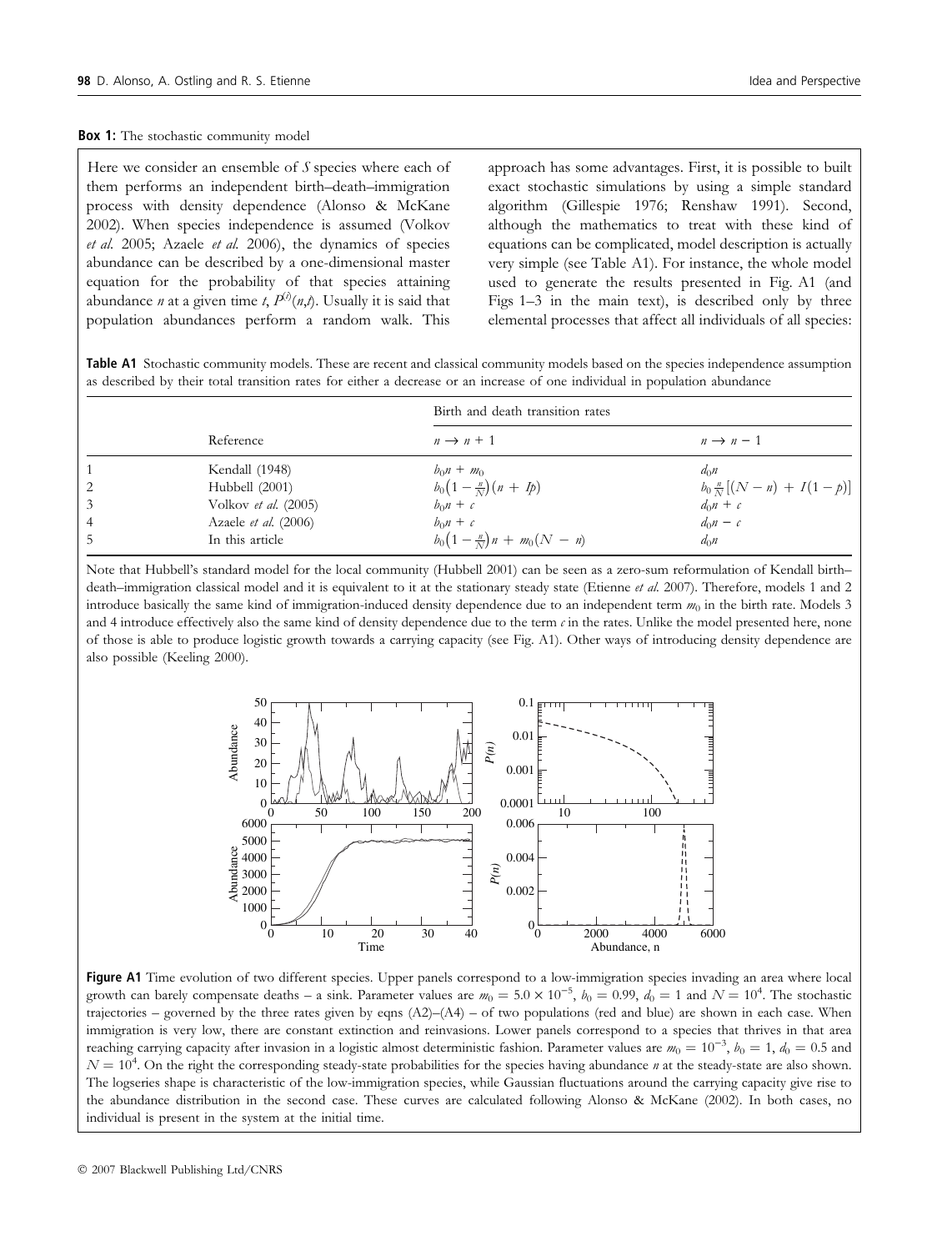**Box 1:** The stochastic community model

Here we consider an ensemble of $S$ species where each of them performs an independent birth–death–immigration process with density dependence (Alonso & McKane 2002). When species independence is assumed (Volkov *et al.* 2005; Azaele *et al.* 2006), the dynamics of species abundance can be described by a one-dimensional master equation for the probability of that species attaining abundance $n$ at a given time $t$, $P^{(i)}(n,t)$. Usually it is said that population abundances perform a random walk. This approach has some advantages. First, it is possible to built exact stochastic simulations by using a simple standard algorithm (Gillespie 1976; Renshaw 1991). Second, although the mathematics to treat with these kind of equations can be complicated, model description is actually very simple (see Table A1). For instance, the whole model used to generate the results presented in Fig. A1 (and Figs 1–3 in the main text), is described only by three elemental processes that affect all individuals of all species:

**Table A1** Stochastic community models. These are recent and classical community models based on the species independence assumption as described by their total transition rates for either a decrease or an increase of one individual in population abundance

| | Reference | Birth and death transition rates | |
|---|---|---|---|
| | | $n \rightarrow n+1$ | $n \rightarrow n-1$ |
| 1 | Kendall (1948) | $b_0 n + m_0$ | $d_0 n$ |
| 2 | Hubbell (2001) | $b_0\left(1 - \frac{n}{N}\right)(n + Ip)$ | $b_0 \frac{n}{N}\left[(N-n) + I(1-p)\right]$ |
| 3 | Volkov *et al.* (2005) | $b_0 n + c$ | $d_0 n + c$ |
| 4 | Azaele *et al.* (2006) | $b_0 n + c$ | $d_0 n - c$ |
| 5 | In this article | $b_0\left(1 - \frac{n}{N}\right)n + m_0(N - n)$ | $d_0 n$ |

Note that Hubbell's standard model for the local community (Hubbell 2001) can be seen as a zero-sum reformulation of Kendall birth–death–immigration classical model and it is equivalent to it at the stationary steady state (Etienne *et al.* 2007). Therefore, models 1 and 2 introduce basically the same kind of immigration-induced density dependence due to an independent term $m_0$ in the birth rate. Models 3 and 4 introduce effectively also the same kind of density dependence due to the term $c$ in the rates. Unlike the model presented here, none of those is able to produce logistic growth towards a carrying capacity (see Fig. A1). Other ways of introducing density dependence are also possible (Keeling 2000).

**Figure A1** Time evolution of two different species. Upper panels correspond to a low-immigration species invading an area where local growth can barely compensate deaths – a sink. Parameter values are $m_0 = 5.0 \times 10^{-5}$, $b_0 = 0.99$, $d_0 = 1$ and $N = 10^4$. The stochastic trajectories – governed by the three rates given by eqns (A2)–(A4) – of two populations (red and blue) are shown in each case. When immigration is very low, there are constant extinction and reinvasions. Lower panels correspond to a species that thrives in that area reaching carrying capacity after invasion in a logistic almost deterministic fashion. Parameter values are $m_0 = 10^{-3}$, $b_0 = 1$, $d_0 = 0.5$ and $N = 10^4$. On the right the corresponding steady-state probabilities for the species having abundance $n$ at the steady-state are also shown. The logseries shape is characteristic of the low-immigration species, while Gaussian fluctuations around the carrying capacity give rise to the abundance distribution in the second case. These curves are calculated following Alonso & McKane (2002). In both cases, no individual is present in the system at the initial time.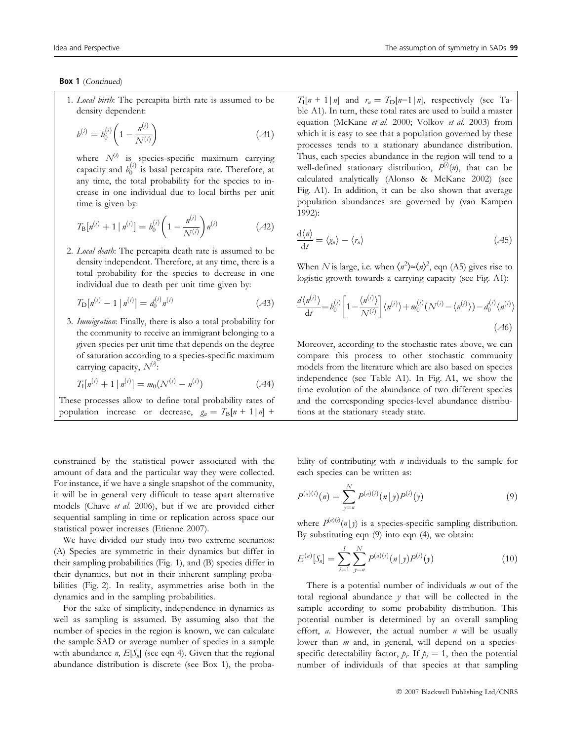**Box 1** (*Continued*)

1. *Local birth*: The percapita birth rate is assumed to be density dependent:

$$b^{(i)} = b_0^{(i)}\left(1 - \frac{n^{(i)}}{N^{(i)}}\right) \qquad (A1)$$

where $N^{(i)}$ is species-specific maximum carrying capacity and $b_0^{(i)}$ is basal percapita rate. Therefore, at any time, the total probability for the species to increase in one individual due to local births per unit time is given by:

$$T_B[n^{(i)} + 1 \mid n^{(i)}] = b_0^{(i)}\left(1 - \frac{n^{(i)}}{N^{(i)}}\right)n^{(i)} \qquad (A2)$$

2. *Local death*: The percapita death rate is assumed to be density independent. Therefore, at any time, there is a total probability for the species to decrease in one individual due to death per unit time given by:

$$T_D[n^{(i)} - 1 \mid n^{(i)}] = d_0^{(i)} n^{(i)} \qquad (A3)$$

3. *Immigration*: Finally, there is also a total probability for the community to receive an immigrant belonging to a given species per unit time that depends on the degree of saturation according to a species-specific maximum carrying capacity, $N^{(i)}$:

$$T_I[n^{(i)} + 1 \mid n^{(i)}] = m_0(N^{(i)} - n^{(i)}) \qquad (A4)$$

These processes allow to define total probability rates of population increase or decrease, $g_n = T_B[n+1 \mid n] + T_I[n+1 \mid n]$ and $r_n = T_D[n-1 \mid n]$, respectively (see Table A1). In turn, these total rates are used to build a master equation (McKane *et al.* 2000; Volkov *et al.* 2003) from which it is easy to see that a population governed by these processes tends to a stationary abundance distribution. Thus, each species abundance in the region will tend to a well-defined stationary distribution, $P^{(i)}(n)$, that can be calculated analytically (Alonso & McKane 2002) (see Fig. A1). In addition, it can be also shown that average population abundances are governed by (van Kampen 1992):

$$\frac{d\langle n\rangle}{dt} = \langle g_n\rangle - \langle r_n\rangle \qquad (A5)$$

When $N$ is large, i.e. when $\langle n^2\rangle \approx \langle n\rangle^2$, eqn (A5) gives rise to logistic growth towards a carrying capacity (see Fig. A1):

$$\frac{d\langle n^{(i)}\rangle}{dt} = b_0^{(i)}\left[1 - \frac{\langle n^{(i)}\rangle}{N^{(i)}}\right]\langle n^{(i)}\rangle + m_0^{(i)}(N^{(i)} - \langle n^{(i)}\rangle) - d_0^{(i)}\langle n^{(i)}\rangle \qquad (A6)$$

Moreover, according to the stochastic rates above, we can compare this process to other stochastic community models from the literature which are also based on species independence (see Table A1). In Fig. A1, we show the time evolution of the abundance of two different species and the corresponding species-level abundance distributions at the stationary steady state.

constrained by the statistical power associated with the amount of data and the particular way they were collected. For instance, if we have a single snapshot of the community, it will be in general very difficult to tease apart alternative models (Chave *et al.* 2006), but if we are provided either sequential sampling in time or replication across space our statistical power increases (Etienne 2007).

We have divided our study into two extreme scenarios: (A) Species are symmetric in their dynamics but differ in their sampling probabilities (Fig. 1), and (B) species differ in their dynamics, but not in their inherent sampling probabilities (Fig. 2). In reality, asymmetries arise both in the dynamics and in the sampling probabilities.

For the sake of simplicity, independence in dynamics as well as sampling is assumed. By assuming also that the number of species in the region is known, we can calculate the sample SAD or average number of species in a sample with abundance $n$, $E[S_n]$ (see eqn 4). Given that the regional abundance distribution is discrete (see Box 1), the probability of contributing with $n$ individuals to the sample for each species can be written as:

$$P^{(a)(i)}(n) = \sum_{y=n}^{N} P^{(a)(i)}(n \lfloor y)P^{(i)}(y) \qquad (9)$$

where $P^{(a)(i)}(n \lfloor y)$ is a species-specific sampling distribution. By substituting eqn (9) into eqn (4), we obtain:

$$E^{(a)}[S_n] = \sum_{i=1}^{S}\sum_{y=n}^{N} P^{(a)(i)}(n \lfloor y)P^{(i)}(y) \qquad (10)$$

There is a potential number of individuals $m$ out of the total regional abundance $y$ that will be collected in the sample according to some probability distribution. This potential number is determined by an overall sampling effort, $a$. However, the actual number $n$ will be usually lower than $m$ and, in general, will depend on a species-specific detectability factor, $p_i$. If $p_i = 1$, then the potential number of individuals of that species at that sampling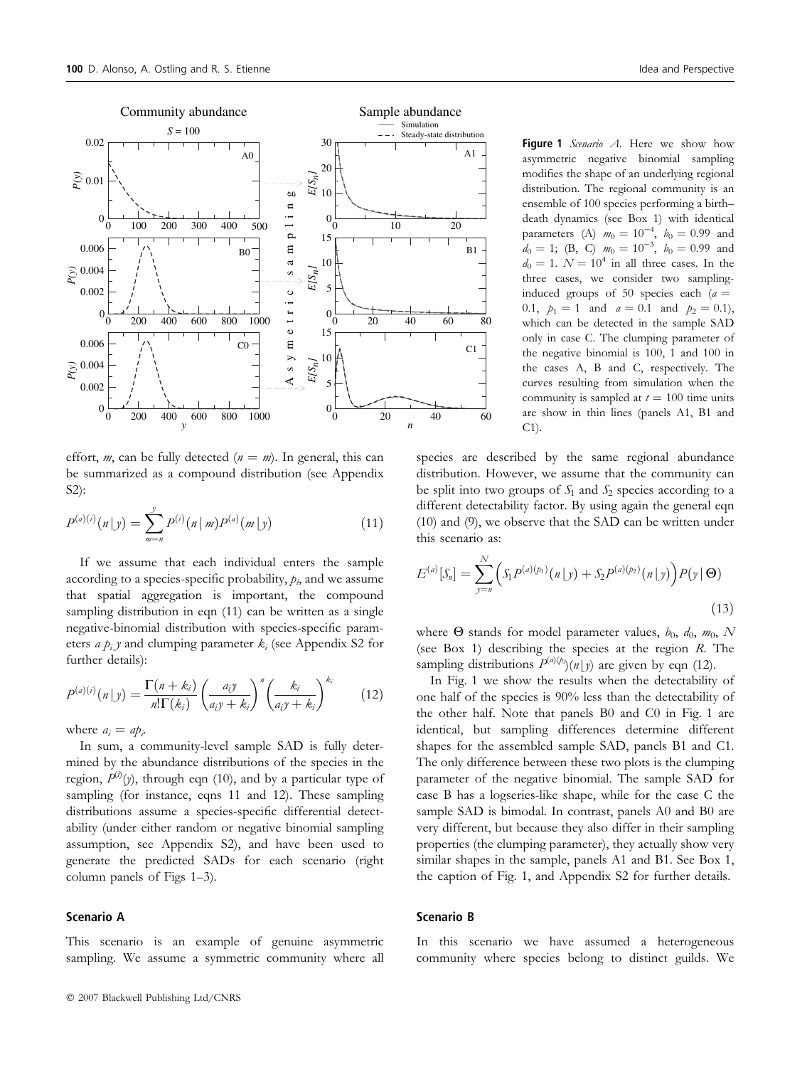**Figure 1** *Scenario A.* Here we show how asymmetric negative binomial sampling modifies the shape of an underlying regional distribution. The regional community is an ensemble of 100 species performing a birth–death dynamics (see Box 1) with identical parameters (A) $m_0 = 10^{-4}$, $b_0 = 0.99$ and $d_0 = 1$; (B, C) $m_0 = 10^{-3}$, $b_0 = 0.99$ and $d_0 = 1$. $N = 10^4$ in all three cases. In the three cases, we consider two sampling-induced groups of 50 species each ($a = 0.1$, $p_1 = 1$ and $a = 0.1$ and $p_2 = 0.1$), which can be detected in the sample SAD only in case C. The clumping parameter of the negative binomial is 100, 1 and 100 in the cases A, B and C, respectively. The curves resulting from simulation when the community is sampled at $t = 100$ time units are show in thin lines (panels A1, B1 and C1).

effort, $m$, can be fully detected ($n = m$). In general, this can be summarized as a compound distribution (see Appendix S2):

$$P^{(a)(i)}(n\,|\,y) = \sum_{m=n}^{y} P^{(i)}(n\,|\,m)P^{(a)}(m\,|\,y) \tag{11}$$

If we assume that each individual enters the sample according to a species-specific probability, $p_i$, and we assume that spatial aggregation is important, the compound sampling distribution in eqn (11) can be written as a single negative-binomial distribution with species-specific parameters $a\,p_i\,y$ and clumping parameter $k_i$ (see Appendix S2 for further details):

$$P^{(a)(i)}(n\,|\,y) = \frac{\Gamma(n+k_i)}{n!\Gamma(k_i)}\left(\frac{a_i y}{a_i y + k_i}\right)^n \left(\frac{k_i}{a_i y + k_i}\right)^{k_i} \tag{12}$$

where $a_i = ap_i$.

In sum, a community-level sample SAD is fully determined by the abundance distributions of the species in the region, $P^{(i)}(y)$, through eqn (10), and by a particular type of sampling (for instance, eqns 11 and 12). These sampling distributions assume a species-specific differential detectability (under either random or negative binomial sampling assumption, see Appendix S2), and have been used to generate the predicted SADs for each scenario (right column panels of Figs 1–3).

### Scenario A

This scenario is an example of genuine asymmetric sampling. We assume a symmetric community where all species are described by the same regional abundance distribution. However, we assume that the community can be split into two groups of $S_1$ and $S_2$ species according to a different detectability factor. By using again the general eqn (10) and (9), we observe that the SAD can be written under this scenario as:

$$E^{(a)}[S_n] = \sum_{y=n}^{N}\Big(S_1 P^{(a)(p_1)}(n\,|\,y) + S_2 P^{(a)(p_2)}(n\,|\,y)\Big)P(y\,|\,\Theta) \tag{13}$$

where $\Theta$ stands for model parameter values, $b_0$, $d_0$, $m_0$, $N$ (see Box 1) describing the species at the region $R$. The sampling distributions $P^{(a)(p_i)}(n\,|\,y)$ are given by eqn (12).

In Fig. 1 we show the results when the detectability of one half of the species is 90% less than the detectability of the other half. Note that panels B0 and C0 in Fig. 1 are identical, but sampling differences determine different shapes for the assembled sample SAD, panels B1 and C1. The only difference between these two plots is the clumping parameter of the negative binomial. The sample SAD for case B has a logseries-like shape, while for the case C the sample SAD is bimodal. In contrast, panels A0 and B0 are very different, but because they also differ in their sampling properties (the clumping parameter), they actually show very similar shapes in the sample, panels A1 and B1. See Box 1, the caption of Fig. 1, and Appendix S2 for further details.

### Scenario B

In this scenario we have assumed a heterogeneous community where species belong to distinct guilds. We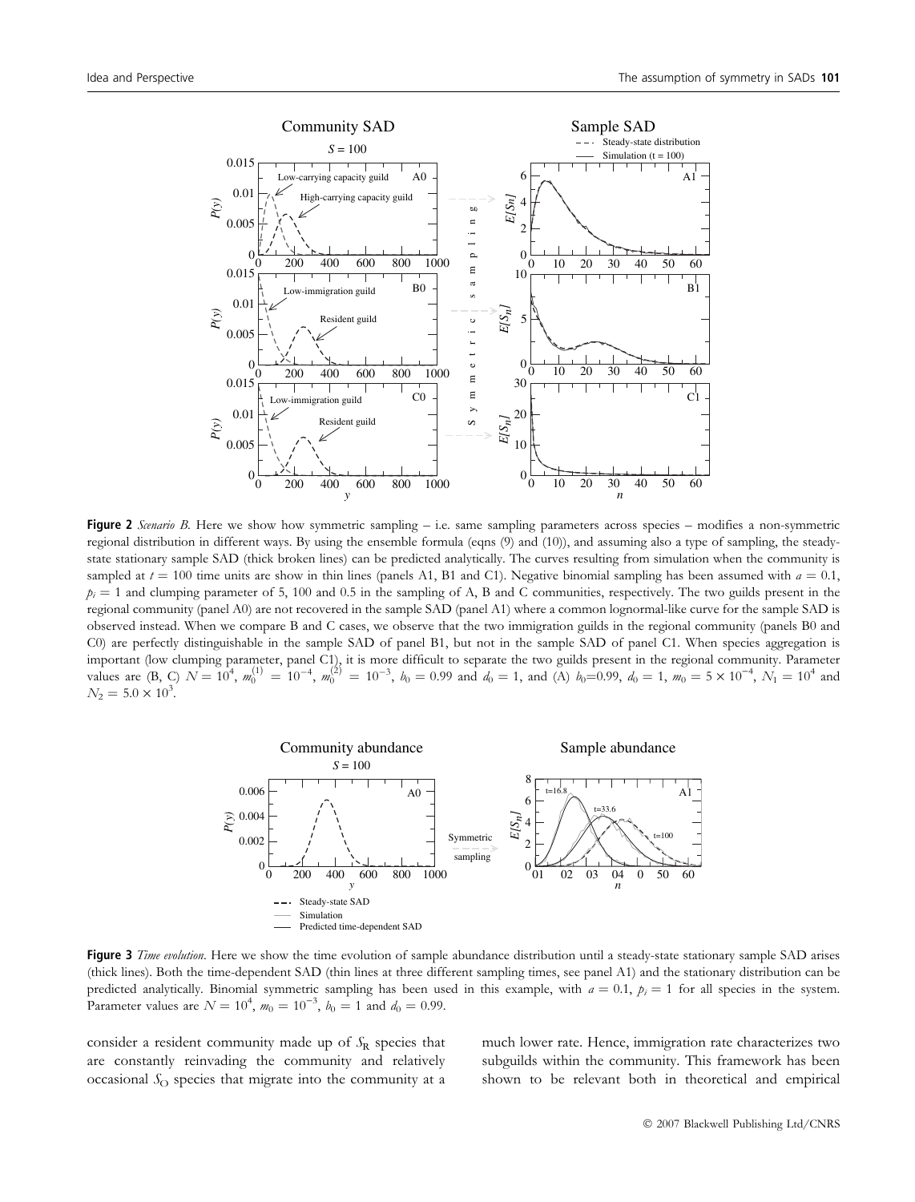**Figure 2** *Scenario B.* Here we show how symmetric sampling – i.e. same sampling parameters across species – modifies a non-symmetric regional distribution in different ways. By using the ensemble formula (eqns (9) and (10)), and assuming also a type of sampling, the steady-state stationary sample SAD (thick broken lines) can be predicted analytically. The curves resulting from simulation when the community is sampled at $t = 100$ time units are show in thin lines (panels A1, B1 and C1). Negative binomial sampling has been assumed with $a = 0.1$, $p_i = 1$ and clumping parameter of 5, 100 and 0.5 in the sampling of A, B and C communities, respectively. The two guilds present in the regional community (panel A0) are not recovered in the sample SAD (panel A1) where a common lognormal-like curve for the sample SAD is observed instead. When we compare B and C cases, we observe that the two immigration guilds in the regional community (panels B0 and C0) are perfectly distinguishable in the sample SAD of panel B1, but not in the sample SAD of panel C1. When species aggregation is important (low clumping parameter, panel C1), it is more difficult to separate the two guilds present in the regional community. Parameter values are (B, C) $N = 10^4$, $m_0^{(1)} = 10^{-4}$, $m_0^{(2)} = 10^{-3}$, $b_0 = 0.99$ and $d_0 = 1$, and (A) $b_0$=0.99, $d_0 = 1$, $m_0 = 5 \times 10^{-4}$, $N_1 = 10^4$ and $N_2 = 5.0 \times 10^3$.

**Figure 3** *Time evolution.* Here we show the time evolution of sample abundance distribution until a steady-state stationary sample SAD arises (thick lines). Both the time-dependent SAD (thin lines at three different sampling times, see panel A1) and the stationary distribution can be predicted analytically. Binomial symmetric sampling has been used in this example, with $a = 0.1$, $p_i = 1$ for all species in the system. Parameter values are $N = 10^4$, $m_0 = 10^{-3}$, $b_0 = 1$ and $d_0 = 0.99$.

consider a resident community made up of $S_R$ species that are constantly reinvading the community and relatively occasional $S_O$ species that migrate into the community at a much lower rate. Hence, immigration rate characterizes two subguilds within the community. This framework has been shown to be relevant both in theoretical and empirical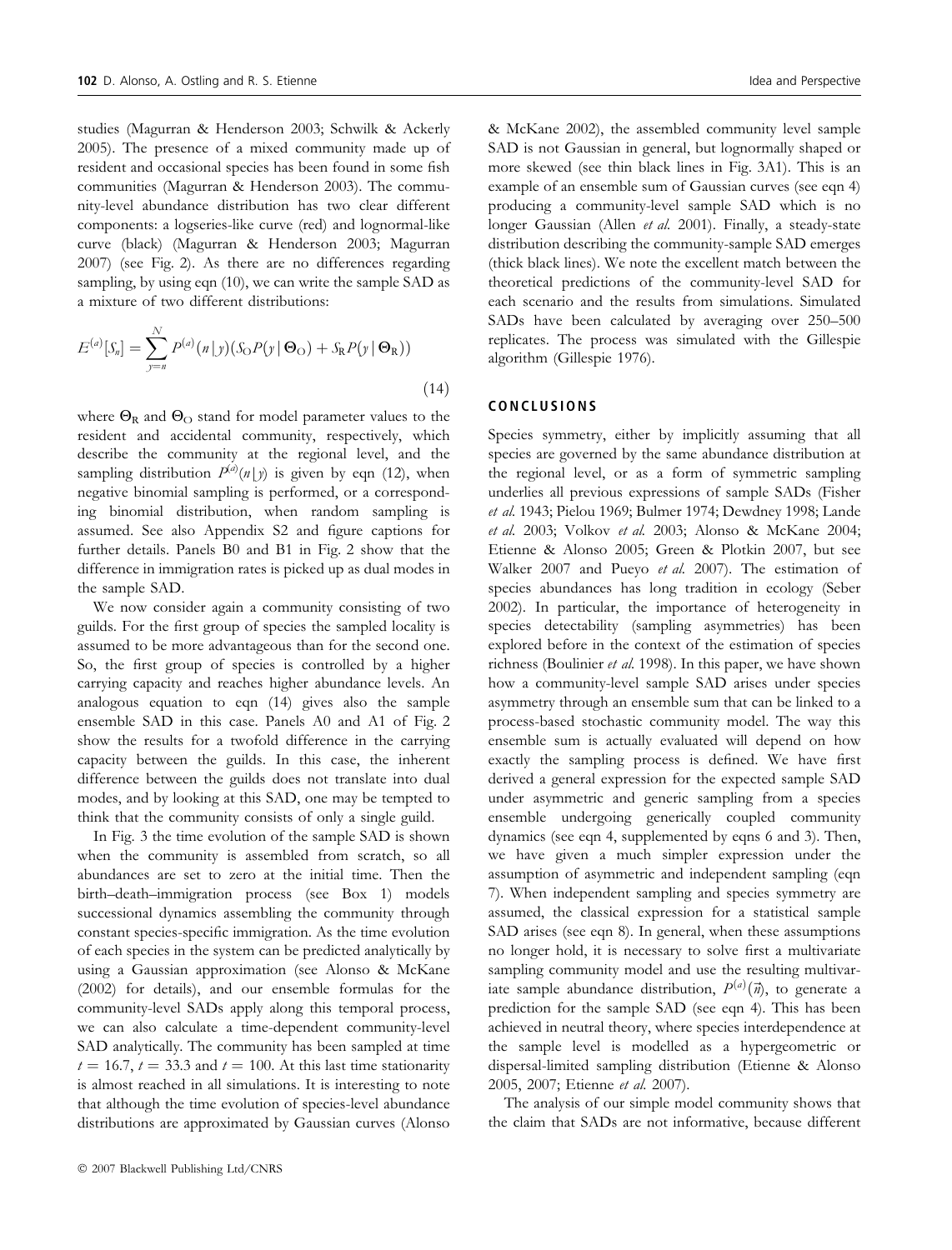studies (Magurran & Henderson 2003; Schwilk & Ackerly 2005). The presence of a mixed community made up of resident and occasional species has been found in some fish communities (Magurran & Henderson 2003). The community-level abundance distribution has two clear different components: a logseries-like curve (red) and lognormal-like curve (black) (Magurran & Henderson 2003; Magurran 2007) (see Fig. 2). As there are no differences regarding sampling, by using eqn (10), we can write the sample SAD as a mixture of two different distributions:

$$E^{(a)}[S_n] = \sum_{y=n}^{N} P^{(a)}(n\,|\,y)(S_O P(y\,|\,\Theta_O) + S_R P(y\,|\,\Theta_R)) \tag{14}$$

where $\Theta_R$ and $\Theta_O$ stand for model parameter values to the resident and accidental community, respectively, which describe the community at the regional level, and the sampling distribution $P^{(a)}(n\,|\,y)$ is given by eqn (12), when negative binomial sampling is performed, or a corresponding binomial distribution, when random sampling is assumed. See also Appendix S2 and figure captions for further details. Panels B0 and B1 in Fig. 2 show that the difference in immigration rates is picked up as dual modes in the sample SAD.

We now consider again a community consisting of two guilds. For the first group of species the sampled locality is assumed to be more advantageous than for the second one. So, the first group of species is controlled by a higher carrying capacity and reaches higher abundance levels. An analogous equation to eqn (14) gives also the sample ensemble SAD in this case. Panels A0 and A1 of Fig. 2 show the results for a twofold difference in the carrying capacity between the guilds. In this case, the inherent difference between the guilds does not translate into dual modes, and by looking at this SAD, one may be tempted to think that the community consists of only a single guild.

In Fig. 3 the time evolution of the sample SAD is shown when the community is assembled from scratch, so all abundances are set to zero at the initial time. Then the birth–death–immigration process (see Box 1) models successional dynamics assembling the community through constant species-specific immigration. As the time evolution of each species in the system can be predicted analytically by using a Gaussian approximation (see Alonso & McKane (2002) for details), and our ensemble formulas for the community-level SADs apply along this temporal process, we can also calculate a time-dependent community-level SAD analytically. The community has been sampled at time $t = 16.7$, $t = 33.3$ and $t = 100$. At this last time stationarity is almost reached in all simulations. It is interesting to note that although the time evolution of species-level abundance distributions are approximated by Gaussian curves (Alonso & McKane 2002), the assembled community level sample SAD is not Gaussian in general, but lognormally shaped or more skewed (see thin black lines in Fig. 3A1). This is an example of an ensemble sum of Gaussian curves (see eqn 4) producing a community-level sample SAD which is no longer Gaussian (Allen *et al.* 2001). Finally, a steady-state distribution describing the community-sample SAD emerges (thick black lines). We note the excellent match between the theoretical predictions of the community-level SAD for each scenario and the results from simulations. Simulated SADs have been calculated by averaging over 250–500 replicates. The process was simulated with the Gillespie algorithm (Gillespie 1976).

## CONCLUSIONS

Species symmetry, either by implicitly assuming that all species are governed by the same abundance distribution at the regional level, or as a form of symmetric sampling underlies all previous expressions of sample SADs (Fisher *et al.* 1943; Pielou 1969; Bulmer 1974; Dewdney 1998; Lande *et al.* 2003; Volkov *et al.* 2003; Alonso & McKane 2004; Etienne & Alonso 2005; Green & Plotkin 2007, but see Walker 2007 and Pueyo *et al.* 2007). The estimation of species abundances has long tradition in ecology (Seber 2002). In particular, the importance of heterogeneity in species detectability (sampling asymmetries) has been explored before in the context of the estimation of species richness (Boulinier *et al.* 1998). In this paper, we have shown how a community-level sample SAD arises under species asymmetry through an ensemble sum that can be linked to a process-based stochastic community model. The way this ensemble sum is actually evaluated will depend on how exactly the sampling process is defined. We have first derived a general expression for the expected sample SAD under asymmetric and generic sampling from a species ensemble undergoing generically coupled community dynamics (see eqn 4, supplemented by eqns 6 and 3). Then, we have given a much simpler expression under the assumption of asymmetric and independent sampling (eqn 7). When independent sampling and species symmetry are assumed, the classical expression for a statistical sample SAD arises (see eqn 8). In general, when these assumptions no longer hold, it is necessary to solve first a multivariate sampling community model and use the resulting multivariate sample abundance distribution, $P^{(a)}(\vec{n})$, to generate a prediction for the sample SAD (see eqn 4). This has been achieved in neutral theory, where species interdependence at the sample level is modelled as a hypergeometric or dispersal-limited sampling distribution (Etienne & Alonso 2005, 2007; Etienne *et al.* 2007).

The analysis of our simple model community shows that the claim that SADs are not informative, because different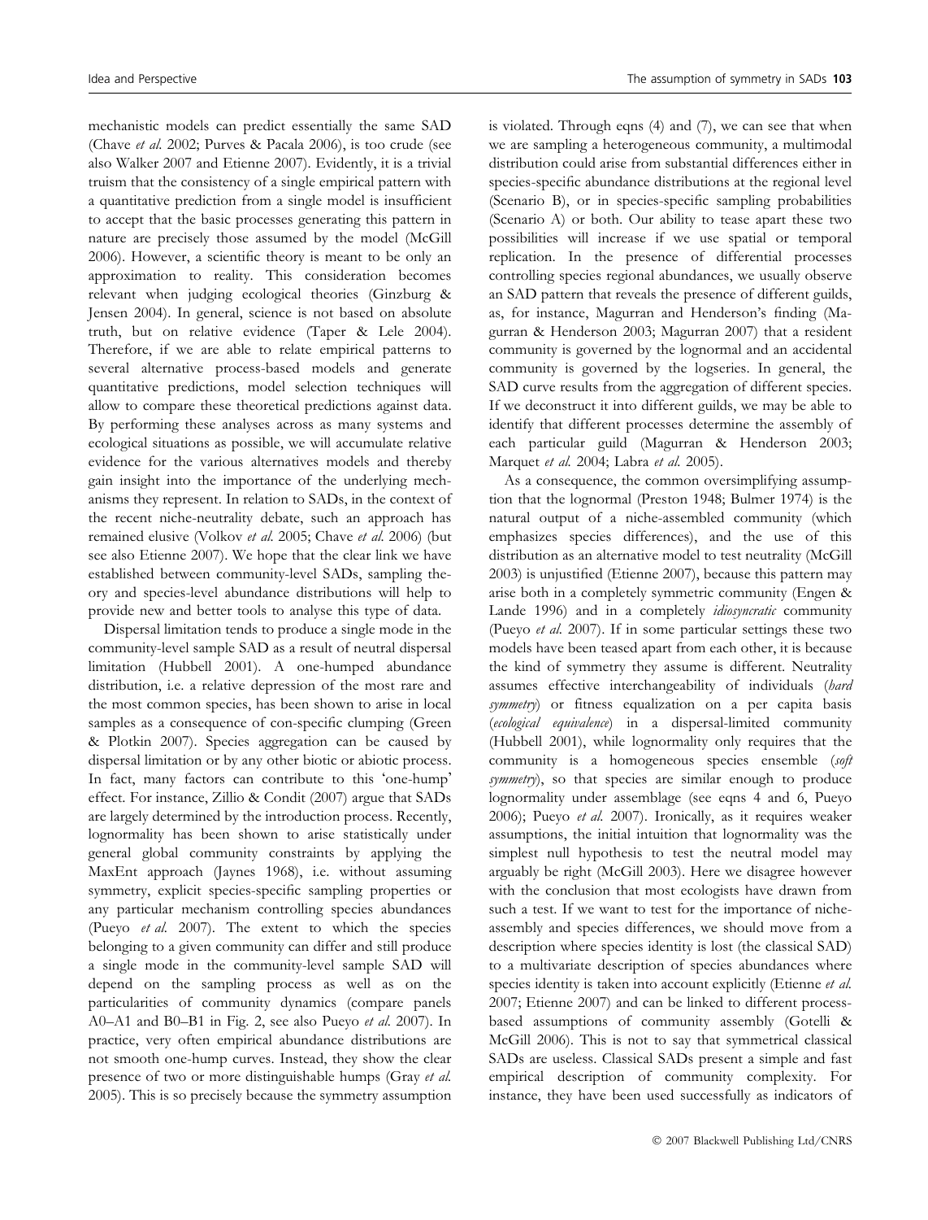mechanistic models can predict essentially the same SAD (Chave *et al.* 2002; Purves & Pacala 2006), is too crude (see also Walker 2007 and Etienne 2007). Evidently, it is a trivial truism that the consistency of a single empirical pattern with a quantitative prediction from a single model is insufficient to accept that the basic processes generating this pattern in nature are precisely those assumed by the model (McGill 2006). However, a scientific theory is meant to be only an approximation to reality. This consideration becomes relevant when judging ecological theories (Ginzburg & Jensen 2004). In general, science is not based on absolute truth, but on relative evidence (Taper & Lele 2004). Therefore, if we are able to relate empirical patterns to several alternative process-based models and generate quantitative predictions, model selection techniques will allow to compare these theoretical predictions against data. By performing these analyses across as many systems and ecological situations as possible, we will accumulate relative evidence for the various alternatives models and thereby gain insight into the importance of the underlying mechanisms they represent. In relation to SADs, in the context of the recent niche-neutrality debate, such an approach has remained elusive (Volkov *et al.* 2005; Chave *et al.* 2006) (but see also Etienne 2007). We hope that the clear link we have established between community-level SADs, sampling theory and species-level abundance distributions will help to provide new and better tools to analyse this type of data.

Dispersal limitation tends to produce a single mode in the community-level sample SAD as a result of neutral dispersal limitation (Hubbell 2001). A one-humped abundance distribution, i.e. a relative depression of the most rare and the most common species, has been shown to arise in local samples as a consequence of con-specific clumping (Green & Plotkin 2007). Species aggregation can be caused by dispersal limitation or by any other biotic or abiotic process. In fact, many factors can contribute to this 'one-hump' effect. For instance, Zillio & Condit (2007) argue that SADs are largely determined by the introduction process. Recently, lognormality has been shown to arise statistically under general global community constraints by applying the MaxEnt approach (Jaynes 1968), i.e. without assuming symmetry, explicit species-specific sampling properties or any particular mechanism controlling species abundances (Pueyo *et al.* 2007). The extent to which the species belonging to a given community can differ and still produce a single mode in the community-level sample SAD will depend on the sampling process as well as on the particularities of community dynamics (compare panels A0–A1 and B0–B1 in Fig. 2, see also Pueyo *et al.* 2007). In practice, very often empirical abundance distributions are not smooth one-hump curves. Instead, they show the clear presence of two or more distinguishable humps (Gray *et al.* 2005). This is so precisely because the symmetry assumption is violated. Through eqns (4) and (7), we can see that when we are sampling a heterogeneous community, a multimodal distribution could arise from substantial differences either in species-specific abundance distributions at the regional level (Scenario B), or in species-specific sampling probabilities (Scenario A) or both. Our ability to tease apart these two possibilities will increase if we use spatial or temporal replication. In the presence of differential processes controlling species regional abundances, we usually observe an SAD pattern that reveals the presence of different guilds, as, for instance, Magurran and Henderson's finding (Magurran & Henderson 2003; Magurran 2007) that a resident community is governed by the lognormal and an accidental community is governed by the logseries. In general, the SAD curve results from the aggregation of different species. If we deconstruct it into different guilds, we may be able to identify that different processes determine the assembly of each particular guild (Magurran & Henderson 2003; Marquet *et al.* 2004; Labra *et al.* 2005).

As a consequence, the common oversimplifying assumption that the lognormal (Preston 1948; Bulmer 1974) is the natural output of a niche-assembled community (which emphasizes species differences), and the use of this distribution as an alternative model to test neutrality (McGill 2003) is unjustified (Etienne 2007), because this pattern may arise both in a completely symmetric community (Engen & Lande 1996) and in a completely *idiosyncratic* community (Pueyo *et al.* 2007). If in some particular settings these two models have been teased apart from each other, it is because the kind of symmetry they assume is different. Neutrality assumes effective interchangeability of individuals (*hard symmetry*) or fitness equalization on a per capita basis (*ecological equivalence*) in a dispersal-limited community (Hubbell 2001), while lognormality only requires that the community is a homogeneous species ensemble (*soft symmetry*), so that species are similar enough to produce lognormality under assemblage (see eqns 4 and 6, Pueyo 2006); Pueyo *et al.* 2007). Ironically, as it requires weaker assumptions, the initial intuition that lognormality was the simplest null hypothesis to test the neutral model may arguably be right (McGill 2003). Here we disagree however with the conclusion that most ecologists have drawn from such a test. If we want to test for the importance of niche-assembly and species differences, we should move from a description where species identity is lost (the classical SAD) to a multivariate description of species abundances where species identity is taken into account explicitly (Etienne *et al.* 2007; Etienne 2007) and can be linked to different process-based assumptions of community assembly (Gotelli & McGill 2006). This is not to say that symmetrical classical SADs are useless. Classical SADs present a simple and fast empirical description of community complexity. For instance, they have been used successfully as indicators of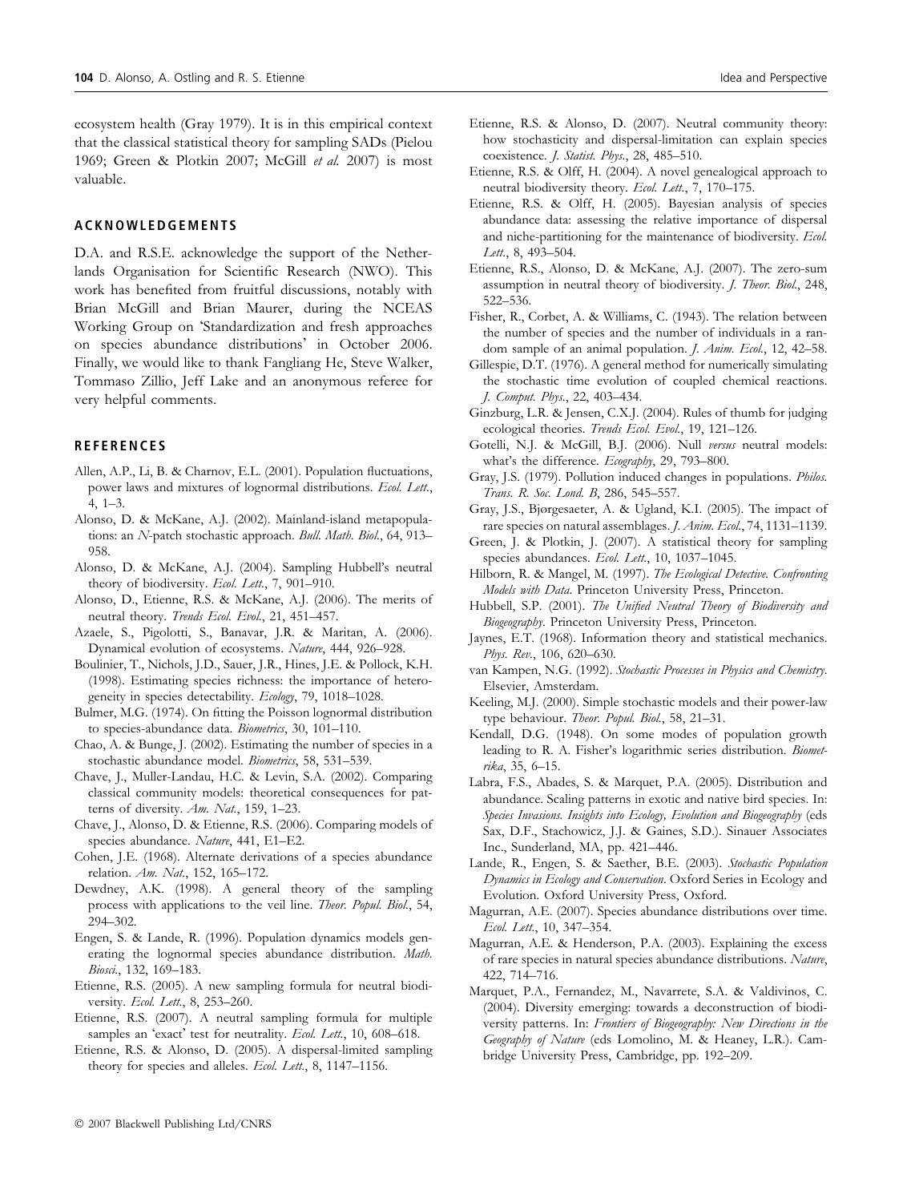ecosystem health (Gray 1979). It is in this empirical context that the classical statistical theory for sampling SADs (Pielou 1969; Green & Plotkin 2007; McGill *et al.* 2007) is most valuable.

## ACKNOWLEDGEMENTS

D.A. and R.S.E. acknowledge the support of the Netherlands Organisation for Scientific Research (NWO). This work has benefited from fruitful discussions, notably with Brian McGill and Brian Maurer, during the NCEAS Working Group on 'Standardization and fresh approaches on species abundance distributions' in October 2006. Finally, we would like to thank Fangliang He, Steve Walker, Tommaso Zillio, Jeff Lake and an anonymous referee for very helpful comments.

## REFERENCES

Allen, A.P., Li, B. & Charnov, E.L. (2001). Population fluctuations, power laws and mixtures of lognormal distributions. *Ecol. Lett.*, 4, 1–3.

Alonso, D. & McKane, A.J. (2002). Mainland-island metapopulations: an *N*-patch stochastic approach. *Bull. Math. Biol.*, 64, 913–958.

Alonso, D. & McKane, A.J. (2004). Sampling Hubbell's neutral theory of biodiversity. *Ecol. Lett.*, 7, 901–910.

Alonso, D., Etienne, R.S. & McKane, A.J. (2006). The merits of neutral theory. *Trends Ecol. Evol.*, 21, 451–457.

Azaele, S., Pigolotti, S., Banavar, J.R. & Maritan, A. (2006). Dynamical evolution of ecosystems. *Nature*, 444, 926–928.

Boulinier, T., Nichols, J.D., Sauer, J.R., Hines, J.E. & Pollock, K.H. (1998). Estimating species richness: the importance of heterogeneity in species detectability. *Ecology*, 79, 1018–1028.

Bulmer, M.G. (1974). On fitting the Poisson lognormal distribution to species-abundance data. *Biometrics*, 30, 101–110.

Chao, A. & Bunge, J. (2002). Estimating the number of species in a stochastic abundance model. *Biometrics*, 58, 531–539.

Chave, J., Muller-Landau, H.C. & Levin, S.A. (2002). Comparing classical community models: theoretical consequences for patterns of diversity. *Am. Nat.*, 159, 1–23.

Chave, J., Alonso, D. & Etienne, R.S. (2006). Comparing models of species abundance. *Nature*, 441, E1–E2.

Cohen, J.E. (1968). Alternate derivations of a species abundance relation. *Am. Nat.*, 152, 165–172.

Dewdney, A.K. (1998). A general theory of the sampling process with applications to the veil line. *Theor. Popul. Biol.*, 54, 294–302.

Engen, S. & Lande, R. (1996). Population dynamics models generating the lognormal species abundance distribution. *Math. Biosci.*, 132, 169–183.

Etienne, R.S. (2005). A new sampling formula for neutral biodiversity. *Ecol. Lett.*, 8, 253–260.

Etienne, R.S. (2007). A neutral sampling formula for multiple samples an 'exact' test for neutrality. *Ecol. Lett.*, 10, 608–618.

Etienne, R.S. & Alonso, D. (2005). A dispersal-limited sampling theory for species and alleles. *Ecol. Lett.*, 8, 1147–1156.

Etienne, R.S. & Alonso, D. (2007). Neutral community theory: how stochasticity and dispersal-limitation can explain species coexistence. *J. Statist. Phys.*, 28, 485–510.

Etienne, R.S. & Olff, H. (2004). A novel genealogical approach to neutral biodiversity theory. *Ecol. Lett.*, 7, 170–175.

Etienne, R.S. & Olff, H. (2005). Bayesian analysis of species abundance data: assessing the relative importance of dispersal and niche-partitioning for the maintenance of biodiversity. *Ecol. Lett.*, 8, 493–504.

Etienne, R.S., Alonso, D. & McKane, A.J. (2007). The zero-sum assumption in neutral theory of biodiversity. *J. Theor. Biol.*, 248, 522–536.

Fisher, R., Corbet, A. & Williams, C. (1943). The relation between the number of species and the number of individuals in a random sample of an animal population. *J. Anim. Ecol.*, 12, 42–58.

Gillespie, D.T. (1976). A general method for numerically simulating the stochastic time evolution of coupled chemical reactions. *J. Comput. Phys.*, 22, 403–434.

Ginzburg, L.R. & Jensen, C.X.J. (2004). Rules of thumb for judging ecological theories. *Trends Ecol. Evol.*, 19, 121–126.

Gotelli, N.J. & McGill, B.J. (2006). Null *versus* neutral models: what's the difference. *Ecography*, 29, 793–800.

Gray, J.S. (1979). Pollution induced changes in populations. *Philos. Trans. R. Soc. Lond. B*, 286, 545–557.

Gray, J.S., Bjørgesaeter, A. & Ugland, K.I. (2005). The impact of rare species on natural assemblages. *J. Anim. Ecol.*, 74, 1131–1139.

Green, J. & Plotkin, J. (2007). A statistical theory for sampling species abundances. *Ecol. Lett.*, 10, 1037–1045.

Hilborn, R. & Mangel, M. (1997). *The Ecological Detective. Confronting Models with Data*. Princeton University Press, Princeton.

Hubbell, S.P. (2001). *The Unified Neutral Theory of Biodiversity and Biogeography*. Princeton University Press, Princeton.

Jaynes, E.T. (1968). Information theory and statistical mechanics. *Phys. Rev.*, 106, 620–630.

van Kampen, N.G. (1992). *Stochastic Processes in Physics and Chemistry*. Elsevier, Amsterdam.

Keeling, M.J. (2000). Simple stochastic models and their power-law type behaviour. *Theor. Popul. Biol.*, 58, 21–31.

Kendall, D.G. (1948). On some modes of population growth leading to R. A. Fisher's logarithmic series distribution. *Biometrika*, 35, 6–15.

Labra, F.S., Abades, S. & Marquet, P.A. (2005). Distribution and abundance. Scaling patterns in exotic and native bird species. In: *Species Invasions. Insights into Ecology, Evolution and Biogeography* (eds Sax, D.F., Stachowicz, J.J. & Gaines, S.D.). Sinauer Associates Inc., Sunderland, MA, pp. 421–446.

Lande, R., Engen, S. & Saether, B.E. (2003). *Stochastic Population Dynamics in Ecology and Conservation*. Oxford Series in Ecology and Evolution. Oxford University Press, Oxford.

Magurran, A.E. (2007). Species abundance distributions over time. *Ecol. Lett.*, 10, 347–354.

Magurran, A.E. & Henderson, P.A. (2003). Explaining the excess of rare species in natural species abundance distributions. *Nature*, 422, 714–716.

Marquet, P.A., Fernandez, M., Navarrete, S.A. & Valdivinos, C. (2004). Diversity emerging: towards a deconstruction of biodiversity patterns. In: *Frontiers of Biogeography: New Directions in the Geography of Nature* (eds Lomolino, M. & Heaney, L.R.). Cambridge University Press, Cambridge, pp. 192–209.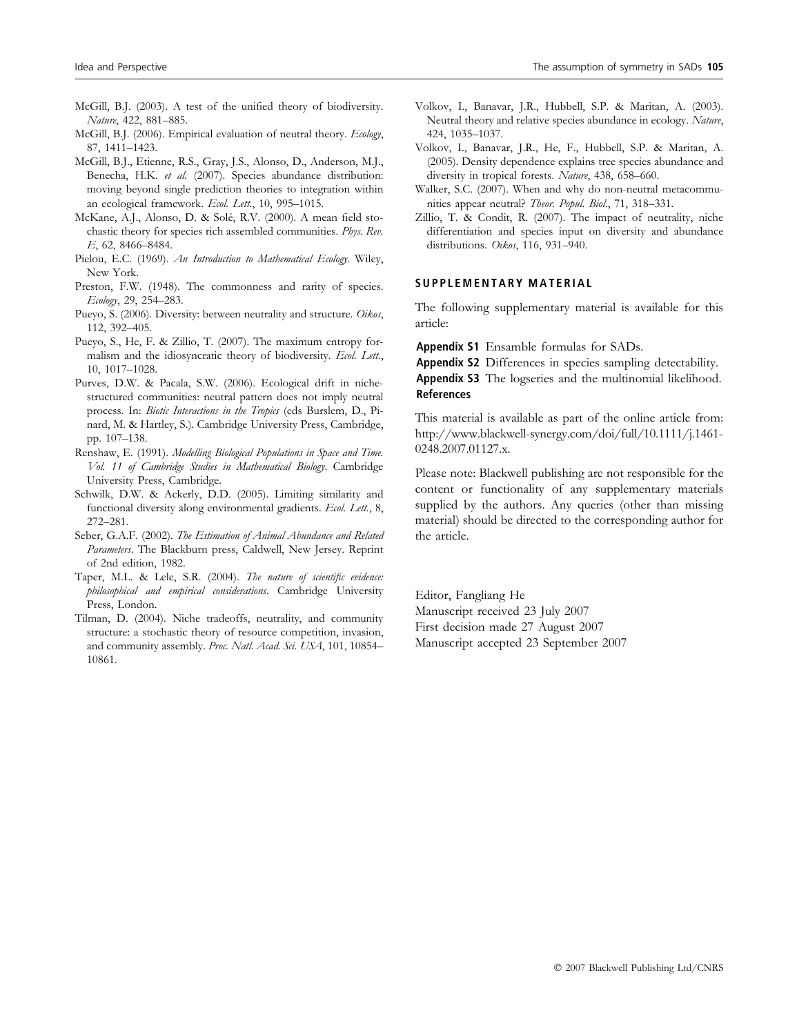McGill, B.J. (2003). A test of the unified theory of biodiversity. *Nature*, 422, 881–885.

McGill, B.J. (2006). Empirical evaluation of neutral theory. *Ecology*, 87, 1411–1423.

McGill, B.J., Etienne, R.S., Gray, J.S., Alonso, D., Anderson, M.J., Benecha, H.K. *et al.* (2007). Species abundance distribution: moving beyond single prediction theories to integration within an ecological framework. *Ecol. Lett.*, 10, 995–1015.

McKane, A.J., Alonso, D. & Solé, R.V. (2000). A mean field stochastic theory for species rich assembled communities. *Phys. Rev. E*, 62, 8466–8484.

Pielou, E.C. (1969). *An Introduction to Mathematical Ecology*. Wiley, New York.

Preston, F.W. (1948). The commonness and rarity of species. *Ecology*, 29, 254–283.

Pueyo, S. (2006). Diversity: between neutrality and structure. *Oikos*, 112, 392–405.

Pueyo, S., He, F. & Zillio, T. (2007). The maximum entropy formalism and the idiosyncratic theory of biodiversity. *Ecol. Lett.*, 10, 1017–1028.

Purves, D.W. & Pacala, S.W. (2006). Ecological drift in niche-structured communities: neutral pattern does not imply neutral process. In: *Biotic Interactions in the Tropics* (eds Burslem, D., Pinard, M. & Hartley, S.). Cambridge University Press, Cambridge, pp. 107–138.

Renshaw, E. (1991). *Modelling Biological Populations in Space and Time. Vol. 11 of Cambridge Studies in Mathematical Biology*. Cambridge University Press, Cambridge.

Schwilk, D.W. & Ackerly, D.D. (2005). Limiting similarity and functional diversity along environmental gradients. *Ecol. Lett.*, 8, 272–281.

Seber, G.A.F. (2002). *The Estimation of Animal Abundance and Related Parameters*. The Blackburn press, Caldwell, New Jersey. Reprint of 2nd edition, 1982.

Taper, M.L. & Lele, S.R. (2004). *The nature of scientific evidence: philosophical and empirical considerations*. Cambridge University Press, London.

Tilman, D. (2004). Niche tradeoffs, neutrality, and community structure: a stochastic theory of resource competition, invasion, and community assembly. *Proc. Natl. Acad. Sci. USA*, 101, 10854–10861.

Volkov, I., Banavar, J.R., Hubbell, S.P. & Maritan, A. (2003). Neutral theory and relative species abundance in ecology. *Nature*, 424, 1035–1037.

Volkov, I., Banavar, J.R., He, F., Hubbell, S.P. & Maritan, A. (2005). Density dependence explains tree species abundance and diversity in tropical forests. *Nature*, 438, 658–660.

Walker, S.C. (2007). When and why do non-neutral metacommunities appear neutral? *Theor. Popul. Biol.*, 71, 318–331.

Zillio, T. & Condit, R. (2007). The impact of neutrality, niche differentiation and species input on diversity and abundance distributions. *Oikos*, 116, 931–940.

## SUPPLEMENTARY MATERIAL

The following supplementary material is available for this article:

**Appendix S1** Ensamble formulas for SADs.

**Appendix S2** Differences in species sampling detectability.

**Appendix S3** The logseries and the multinomial likelihood.

**References**

This material is available as part of the online article from: http://www.blackwell-synergy.com/doi/full/10.1111/j.1461-0248.2007.01127.x.

Please note: Blackwell publishing are not responsible for the content or functionality of any supplementary materials supplied by the authors. Any queries (other than missing material) should be directed to the corresponding author for the article.

Editor, Fangliang He
Manuscript received 23 July 2007
First decision made 27 August 2007
Manuscript accepted 23 September 2007